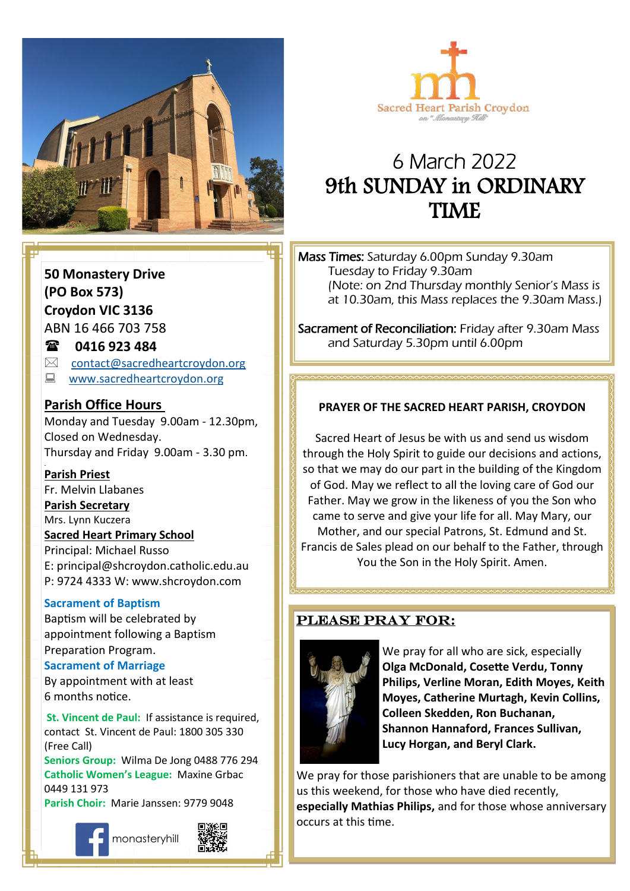Sacred Heart Parish Croydon

on "Monastery Hill"

# 6 March 2022

# 9th SUNDAY in ORDINARY TIME

**50 Monastery Drive**
**(PO Box 573)**
**Croydon VIC 3136**
ABN 16 466 703 758

☎ **0416 923 484**

✉ contact@sacredheartcroydon.org

💻 www.sacredheartcroydon.org

**Parish Office Hours**
Monday and Tuesday 9.00am - 12.30pm,
Closed on Wednesday.
Thursday and Friday 9.00am - 3.30 pm.

**Parish Priest**
Fr. Melvin Llabanes

**Parish Secretary**
Mrs. Lynn Kuczera

**Sacred Heart Primary School**
Principal: Michael Russo
E: principal@shcroydon.catholic.edu.au
P: 9724 4333 W: www.shcroydon.com

**Sacrament of Baptism**
Baptism will be celebrated by appointment following a Baptism Preparation Program.

**Sacrament of Marriage**
By appointment with at least 6 months notice.

**St. Vincent de Paul:** If assistance is required, contact St. Vincent de Paul: 1800 305 330 (Free Call)

**Seniors Group:** Wilma De Jong 0488 776 294

**Catholic Women's League:** Maxine Grbac 0449 131 973

**Parish Choir:** Marie Janssen: 9779 9048

monasteryhill

*Mass Times:* Saturday 6.00pm Sunday 9.30am
Tuesday to Friday 9.30am
(Note: on 2nd Thursday monthly Senior's Mass is at 10.30am, this Mass replaces the 9.30am Mass.)

*Sacrament of Reconciliation:* Friday after 9.30am Mass and Saturday 5.30pm until 6.00pm

**PRAYER OF THE SACRED HEART PARISH, CROYDON**

Sacred Heart of Jesus be with us and send us wisdom through the Holy Spirit to guide our decisions and actions, so that we may do our part in the building of the Kingdom of God. May we reflect to all the loving care of God our Father. May we grow in the likeness of you the Son who came to serve and give your life for all. May Mary, our Mother, and our special Patrons, St. Edmund and St. Francis de Sales plead on our behalf to the Father, through You the Son in the Holy Spirit. Amen.

## PLEASE PRAY FOR:

We pray for all who are sick, especially **Olga McDonald, Cosette Verdu, Tonny Philips, Verline Moran, Edith Moyes, Keith Moyes, Catherine Murtagh, Kevin Collins, Colleen Skedden, Ron Buchanan, Shannon Hannaford, Frances Sullivan, Lucy Horgan, and Beryl Clark.**

We pray for those parishioners that are unable to be among us this weekend, for those who have died recently, **especially Mathias Philips,** and for those whose anniversary occurs at this time.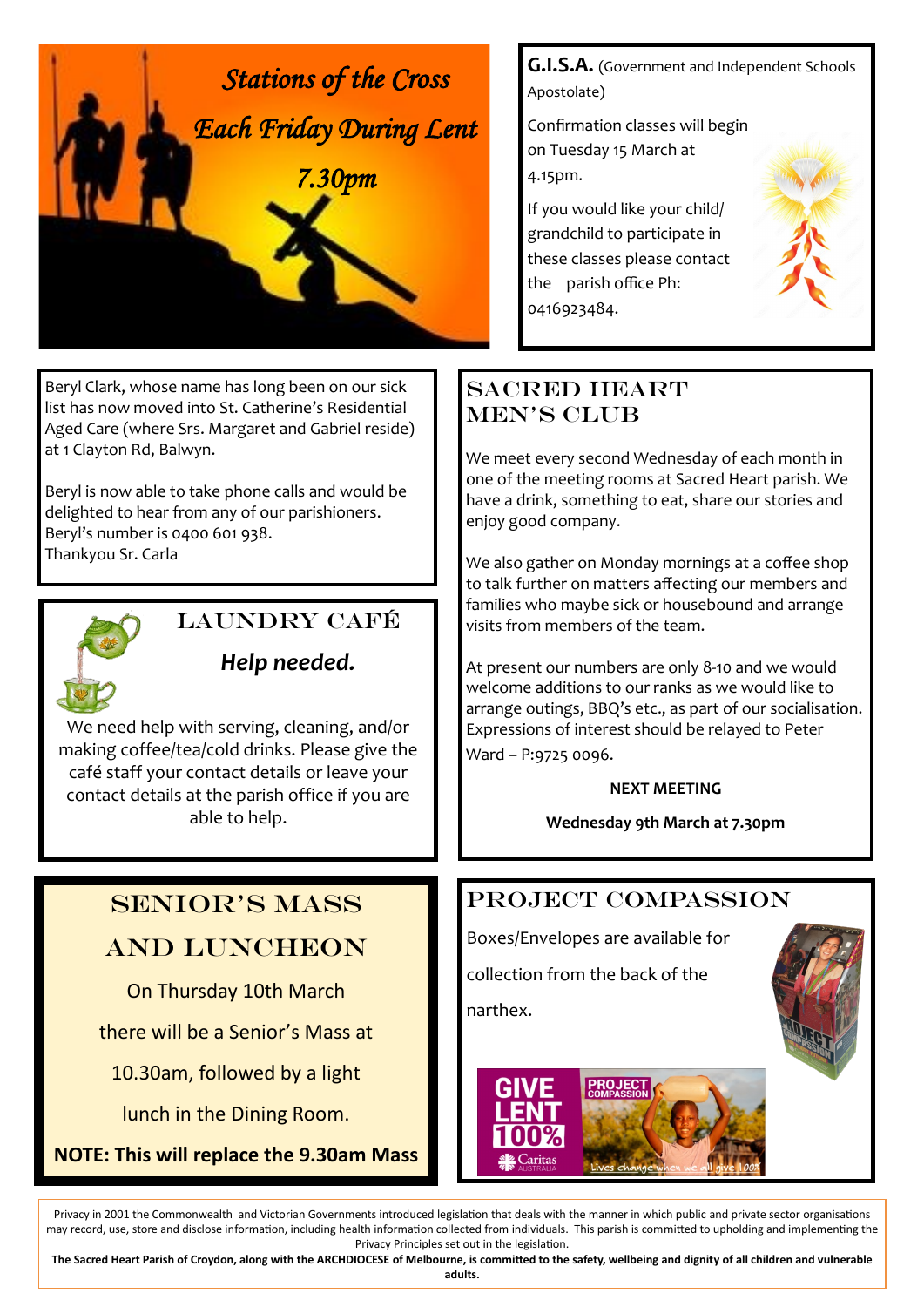## *Stations of the Cross*

## *Each Friday During Lent*

## *7.30pm*

**G.I.S.A.** (Government and Independent Schools Apostolate)

Confirmation classes will begin on Tuesday 15 March at 4.15pm.

If you would like your child/grandchild to participate in these classes please contact the parish office Ph: 0416923484.

Beryl Clark, whose name has long been on our sick list has now moved into St. Catherine's Residential Aged Care (where Srs. Margaret and Gabriel reside) at 1 Clayton Rd, Balwyn.

Beryl is now able to take phone calls and would be delighted to hear from any of our parishioners. Beryl's number is 0400 601 938.
Thankyou Sr. Carla

## SACRED HEART MEN'S CLUB

We meet every second Wednesday of each month in one of the meeting rooms at Sacred Heart parish. We have a drink, something to eat, share our stories and enjoy good company.

We also gather on Monday mornings at a coffee shop to talk further on matters affecting our members and families who maybe sick or housebound and arrange visits from members of the team.

At present our numbers are only 8-10 and we would welcome additions to our ranks as we would like to arrange outings, BBQ's etc., as part of our socialisation. Expressions of interest should be relayed to Peter Ward – P:9725 0096.

**NEXT MEETING**

**Wednesday 9th March at 7.30pm**

## LAUNDRY CAFÉ

***Help needed.***

We need help with serving, cleaning, and/or making coffee/tea/cold drinks. Please give the café staff your contact details or leave your contact details at the parish office if you are able to help.

## SENIOR'S MASS AND LUNCHEON

On Thursday 10th March there will be a Senior's Mass at 10.30am, followed by a light lunch in the Dining Room.

**NOTE: This will replace the 9.30am Mass**

## PROJECT COMPASSION

Boxes/Envelopes are available for collection from the back of the narthex.

GIVE LENT 100%
PROJECT COMPASSION
Caritas AUSTRALIA
Lives change when we all give 100%

Privacy in 2001 the Commonwealth and Victorian Governments introduced legislation that deals with the manner in which public and private sector organisations may record, use, store and disclose information, including health information collected from individuals. This parish is committed to upholding and implementing the Privacy Principles set out in the legislation.

**The Sacred Heart Parish of Croydon, along with the ARCHDIOCESE of Melbourne, is committed to the safety, wellbeing and dignity of all children and vulnerable adults.**